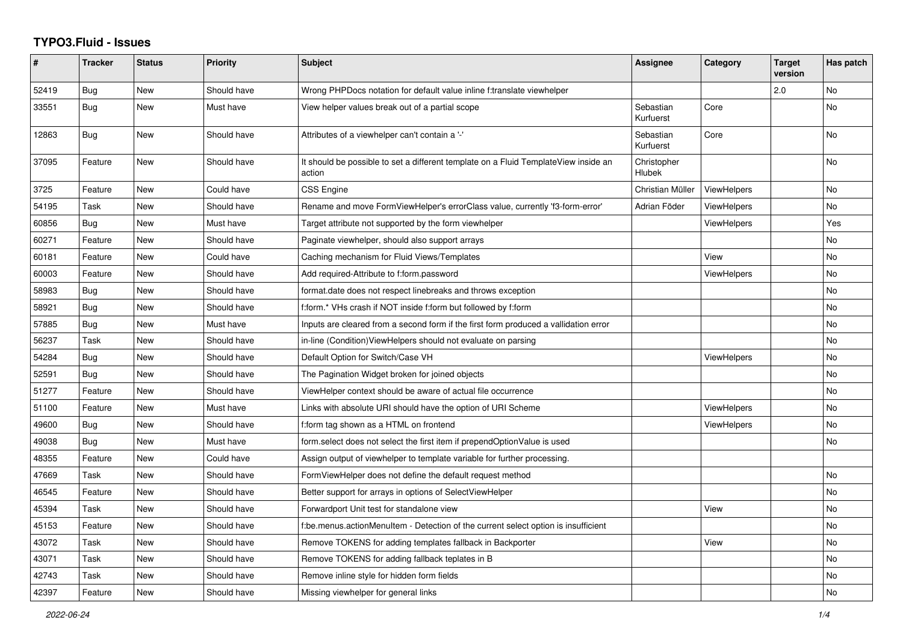# TYPO3.Fluid - Issues

| # | Tracker | Status | Priority | Subject | Assignee | Category | Target version | Has patch |
|---|---|---|---|---|---|---|---|---|
| 52419 | Bug | New | Should have | Wrong PHPDocs notation for default value inline f:translate viewhelper | | | 2.0 | No |
| 33551 | Bug | New | Must have | View helper values break out of a partial scope | Sebastian Kurfuerst | Core | | No |
| 12863 | Bug | New | Should have | Attributes of a viewhelper can't contain a '-' | Sebastian Kurfuerst | Core | | No |
| 37095 | Feature | New | Should have | It should be possible to set a different template on a Fluid TemplateView inside an action | Christopher Hlubek | | | No |
| 3725 | Feature | New | Could have | CSS Engine | Christian Müller | ViewHelpers | | No |
| 54195 | Task | New | Should have | Rename and move FormViewHelper's errorClass value, currently 'f3-form-error' | Adrian Föder | ViewHelpers | | No |
| 60856 | Bug | New | Must have | Target attribute not supported by the form viewhelper | | ViewHelpers | | Yes |
| 60271 | Feature | New | Should have | Paginate viewhelper, should also support arrays | | | | No |
| 60181 | Feature | New | Could have | Caching mechanism for Fluid Views/Templates | | View | | No |
| 60003 | Feature | New | Should have | Add required-Attribute to f:form.password | | ViewHelpers | | No |
| 58983 | Bug | New | Should have | format.date does not respect linebreaks and throws exception | | | | No |
| 58921 | Bug | New | Should have | f:form.* VHs crash if NOT inside f:form but followed by f:form | | | | No |
| 57885 | Bug | New | Must have | Inputs are cleared from a second form if the first form produced a vallidation error | | | | No |
| 56237 | Task | New | Should have | in-line (Condition)ViewHelpers should not evaluate on parsing | | | | No |
| 54284 | Bug | New | Should have | Default Option for Switch/Case VH | | ViewHelpers | | No |
| 52591 | Bug | New | Should have | The Pagination Widget broken for joined objects | | | | No |
| 51277 | Feature | New | Should have | ViewHelper context should be aware of actual file occurrence | | | | No |
| 51100 | Feature | New | Must have | Links with absolute URI should have the option of URI Scheme | | ViewHelpers | | No |
| 49600 | Bug | New | Should have | f:form tag shown as a HTML on frontend | | ViewHelpers | | No |
| 49038 | Bug | New | Must have | form.select does not select the first item if prependOptionValue is used | | | | No |
| 48355 | Feature | New | Could have | Assign output of viewhelper to template variable for further processing. | | | | |
| 47669 | Task | New | Should have | FormViewHelper does not define the default request method | | | | No |
| 46545 | Feature | New | Should have | Better support for arrays in options of SelectViewHelper | | | | No |
| 45394 | Task | New | Should have | Forwardport Unit test for standalone view | | View | | No |
| 45153 | Feature | New | Should have | f:be.menus.actionMenuItem - Detection of the current select option is insufficient | | | | No |
| 43072 | Task | New | Should have | Remove TOKENS for adding templates fallback in Backporter | | View | | No |
| 43071 | Task | New | Should have | Remove TOKENS for adding fallback teplates in B | | | | No |
| 42743 | Task | New | Should have | Remove inline style for hidden form fields | | | | No |
| 42397 | Feature | New | Should have | Missing viewhelper for general links | | | | No |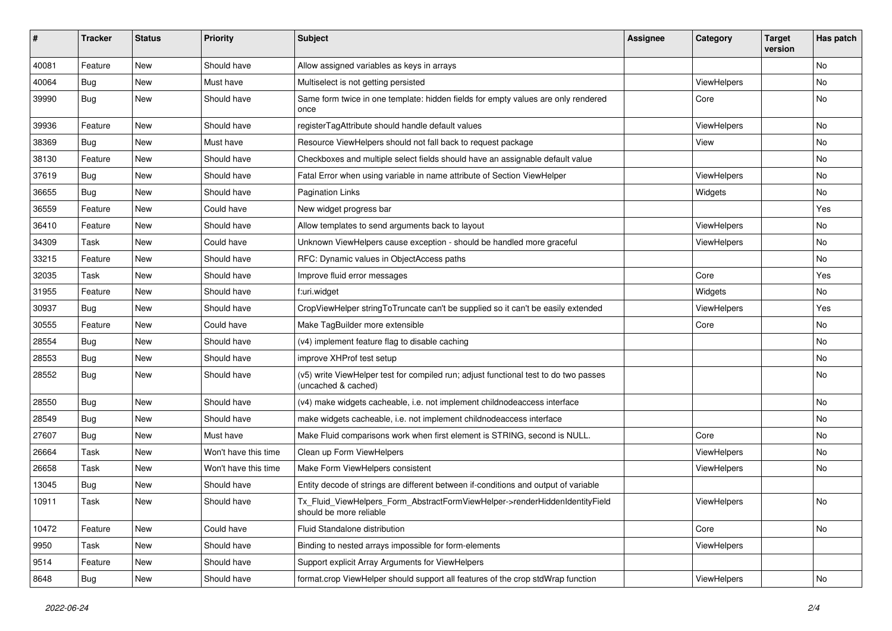| # | Tracker | Status | Priority | Subject | Assignee | Category | Target version | Has patch |
|---|---|---|---|---|---|---|---|---|
| 40081 | Feature | New | Should have | Allow assigned variables as keys in arrays | | | | No |
| 40064 | Bug | New | Must have | Multiselect is not getting persisted | | ViewHelpers | | No |
| 39990 | Bug | New | Should have | Same form twice in one template: hidden fields for empty values are only rendered once | | Core | | No |
| 39936 | Feature | New | Should have | registerTagAttribute should handle default values | | ViewHelpers | | No |
| 38369 | Bug | New | Must have | Resource ViewHelpers should not fall back to request package | | View | | No |
| 38130 | Feature | New | Should have | Checkboxes and multiple select fields should have an assignable default value | | | | No |
| 37619 | Bug | New | Should have | Fatal Error when using variable in name attribute of Section ViewHelper | | ViewHelpers | | No |
| 36655 | Bug | New | Should have | Pagination Links | | Widgets | | No |
| 36559 | Feature | New | Could have | New widget progress bar | | | | Yes |
| 36410 | Feature | New | Should have | Allow templates to send arguments back to layout | | ViewHelpers | | No |
| 34309 | Task | New | Could have | Unknown ViewHelpers cause exception - should be handled more graceful | | ViewHelpers | | No |
| 33215 | Feature | New | Should have | RFC: Dynamic values in ObjectAccess paths | | | | No |
| 32035 | Task | New | Should have | Improve fluid error messages | | Core | | Yes |
| 31955 | Feature | New | Should have | f:uri.widget | | Widgets | | No |
| 30937 | Bug | New | Should have | CropViewHelper stringToTruncate can't be supplied so it can't be easily extended | | ViewHelpers | | Yes |
| 30555 | Feature | New | Could have | Make TagBuilder more extensible | | Core | | No |
| 28554 | Bug | New | Should have | (v4) implement feature flag to disable caching | | | | No |
| 28553 | Bug | New | Should have | improve XHProf test setup | | | | No |
| 28552 | Bug | New | Should have | (v5) write ViewHelper test for compiled run; adjust functional test to do two passes (uncached & cached) | | | | No |
| 28550 | Bug | New | Should have | (v4) make widgets cacheable, i.e. not implement childnodeaccess interface | | | | No |
| 28549 | Bug | New | Should have | make widgets cacheable, i.e. not implement childnodeaccess interface | | | | No |
| 27607 | Bug | New | Must have | Make Fluid comparisons work when first element is STRING, second is NULL. | | Core | | No |
| 26664 | Task | New | Won't have this time | Clean up Form ViewHelpers | | ViewHelpers | | No |
| 26658 | Task | New | Won't have this time | Make Form ViewHelpers consistent | | ViewHelpers | | No |
| 13045 | Bug | New | Should have | Entity decode of strings are different between if-conditions and output of variable | | | | |
| 10911 | Task | New | Should have | Tx_Fluid_ViewHelpers_Form_AbstractFormViewHelper->renderHiddenIdentityField should be more reliable | | ViewHelpers | | No |
| 10472 | Feature | New | Could have | Fluid Standalone distribution | | Core | | No |
| 9950 | Task | New | Should have | Binding to nested arrays impossible for form-elements | | ViewHelpers | | |
| 9514 | Feature | New | Should have | Support explicit Array Arguments for ViewHelpers | | | | |
| 8648 | Bug | New | Should have | format.crop ViewHelper should support all features of the crop stdWrap function | | ViewHelpers | | No |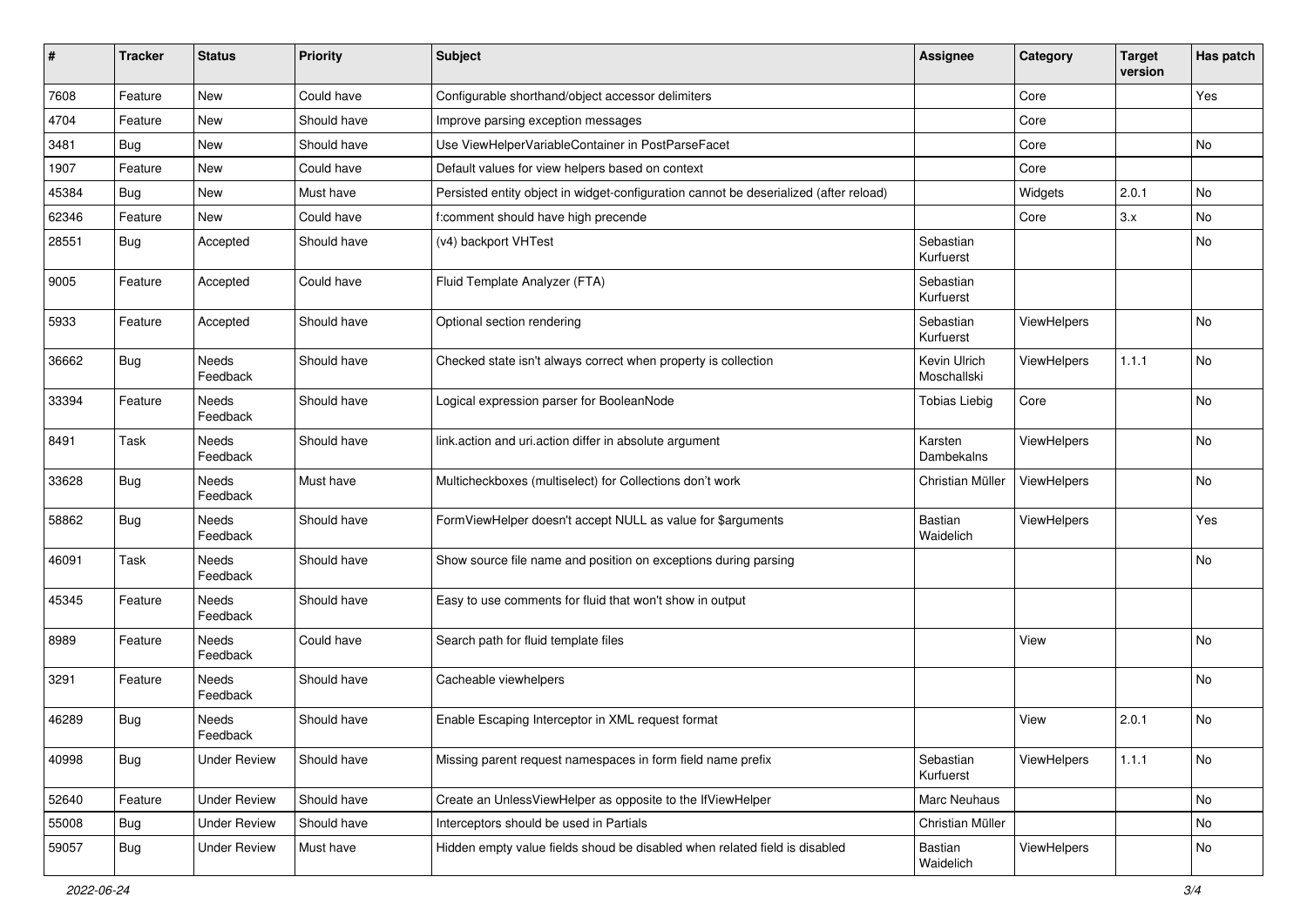| # | Tracker | Status | Priority | Subject | Assignee | Category | Target version | Has patch |
|---|---|---|---|---|---|---|---|---|
| 7608 | Feature | New | Could have | Configurable shorthand/object accessor delimiters | | Core | | Yes |
| 4704 | Feature | New | Should have | Improve parsing exception messages | | Core | | |
| 3481 | Bug | New | Should have | Use ViewHelperVariableContainer in PostParseFacet | | Core | | No |
| 1907 | Feature | New | Could have | Default values for view helpers based on context | | Core | | |
| 45384 | Bug | New | Must have | Persisted entity object in widget-configuration cannot be deserialized (after reload) | | Widgets | 2.0.1 | No |
| 62346 | Feature | New | Could have | f:comment should have high precende | | Core | 3.x | No |
| 28551 | Bug | Accepted | Should have | (v4) backport VHTest | Sebastian Kurfuerst | | | No |
| 9005 | Feature | Accepted | Could have | Fluid Template Analyzer (FTA) | Sebastian Kurfuerst | | | |
| 5933 | Feature | Accepted | Should have | Optional section rendering | Sebastian Kurfuerst | ViewHelpers | | No |
| 36662 | Bug | Needs Feedback | Should have | Checked state isn't always correct when property is collection | Kevin Ulrich Moschallski | ViewHelpers | 1.1.1 | No |
| 33394 | Feature | Needs Feedback | Should have | Logical expression parser for BooleanNode | Tobias Liebig | Core | | No |
| 8491 | Task | Needs Feedback | Should have | link.action and uri.action differ in absolute argument | Karsten Dambekalns | ViewHelpers | | No |
| 33628 | Bug | Needs Feedback | Must have | Multicheckboxes (multiselect) for Collections don't work | Christian Müller | ViewHelpers | | No |
| 58862 | Bug | Needs Feedback | Should have | FormViewHelper doesn't accept NULL as value for $arguments | Bastian Waidelich | ViewHelpers | | Yes |
| 46091 | Task | Needs Feedback | Should have | Show source file name and position on exceptions during parsing | | | | No |
| 45345 | Feature | Needs Feedback | Should have | Easy to use comments for fluid that won't show in output | | | | |
| 8989 | Feature | Needs Feedback | Could have | Search path for fluid template files | | View | | No |
| 3291 | Feature | Needs Feedback | Should have | Cacheable viewhelpers | | | | No |
| 46289 | Bug | Needs Feedback | Should have | Enable Escaping Interceptor in XML request format | | View | 2.0.1 | No |
| 40998 | Bug | Under Review | Should have | Missing parent request namespaces in form field name prefix | Sebastian Kurfuerst | ViewHelpers | 1.1.1 | No |
| 52640 | Feature | Under Review | Should have | Create an UnlessViewHelper as opposite to the IfViewHelper | Marc Neuhaus | | | No |
| 55008 | Bug | Under Review | Should have | Interceptors should be used in Partials | Christian Müller | | | No |
| 59057 | Bug | Under Review | Must have | Hidden empty value fields shoud be disabled when related field is disabled | Bastian Waidelich | ViewHelpers | | No |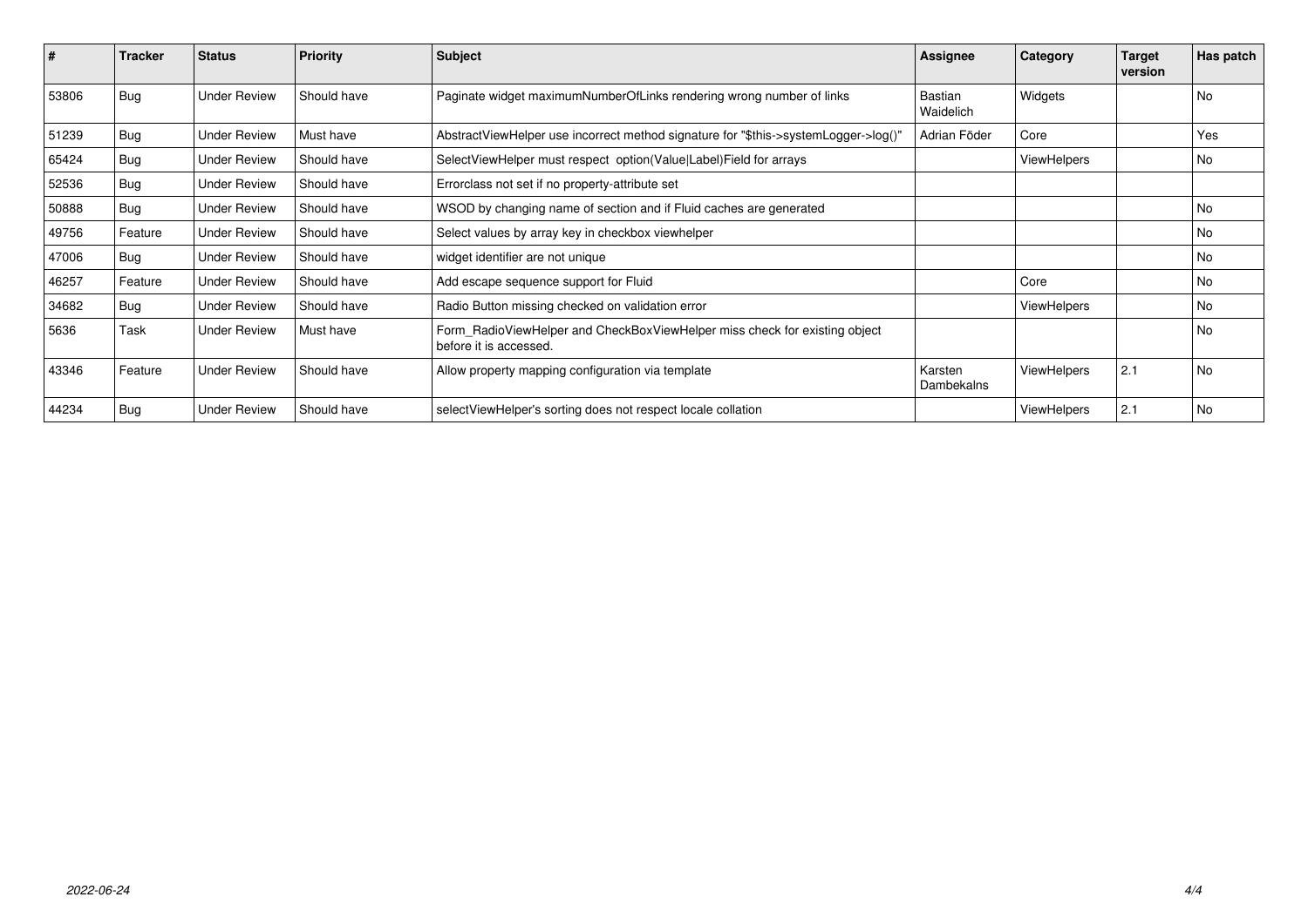| # | Tracker | Status | Priority | Subject | Assignee | Category | Target version | Has patch |
|---|---|---|---|---|---|---|---|---|
| 53806 | Bug | Under Review | Should have | Paginate widget maximumNumberOfLinks rendering wrong number of links | Bastian Waidelich | Widgets | | No |
| 51239 | Bug | Under Review | Must have | AbstractViewHelper use incorrect method signature for "$this->systemLogger->log()" | Adrian Föder | Core | | Yes |
| 65424 | Bug | Under Review | Should have | SelectViewHelper must respect option(Value\|Label)Field for arrays | | ViewHelpers | | No |
| 52536 | Bug | Under Review | Should have | Errorclass not set if no property-attribute set | | | | |
| 50888 | Bug | Under Review | Should have | WSOD by changing name of section and if Fluid caches are generated | | | | No |
| 49756 | Feature | Under Review | Should have | Select values by array key in checkbox viewhelper | | | | No |
| 47006 | Bug | Under Review | Should have | widget identifier are not unique | | | | No |
| 46257 | Feature | Under Review | Should have | Add escape sequence support for Fluid | | Core | | No |
| 34682 | Bug | Under Review | Should have | Radio Button missing checked on validation error | | ViewHelpers | | No |
| 5636 | Task | Under Review | Must have | Form_RadioViewHelper and CheckBoxViewHelper miss check for existing object before it is accessed. | | | | No |
| 43346 | Feature | Under Review | Should have | Allow property mapping configuration via template | Karsten Dambekalns | ViewHelpers | 2.1 | No |
| 44234 | Bug | Under Review | Should have | selectViewHelper's sorting does not respect locale collation | | ViewHelpers | 2.1 | No |

2022-06-24